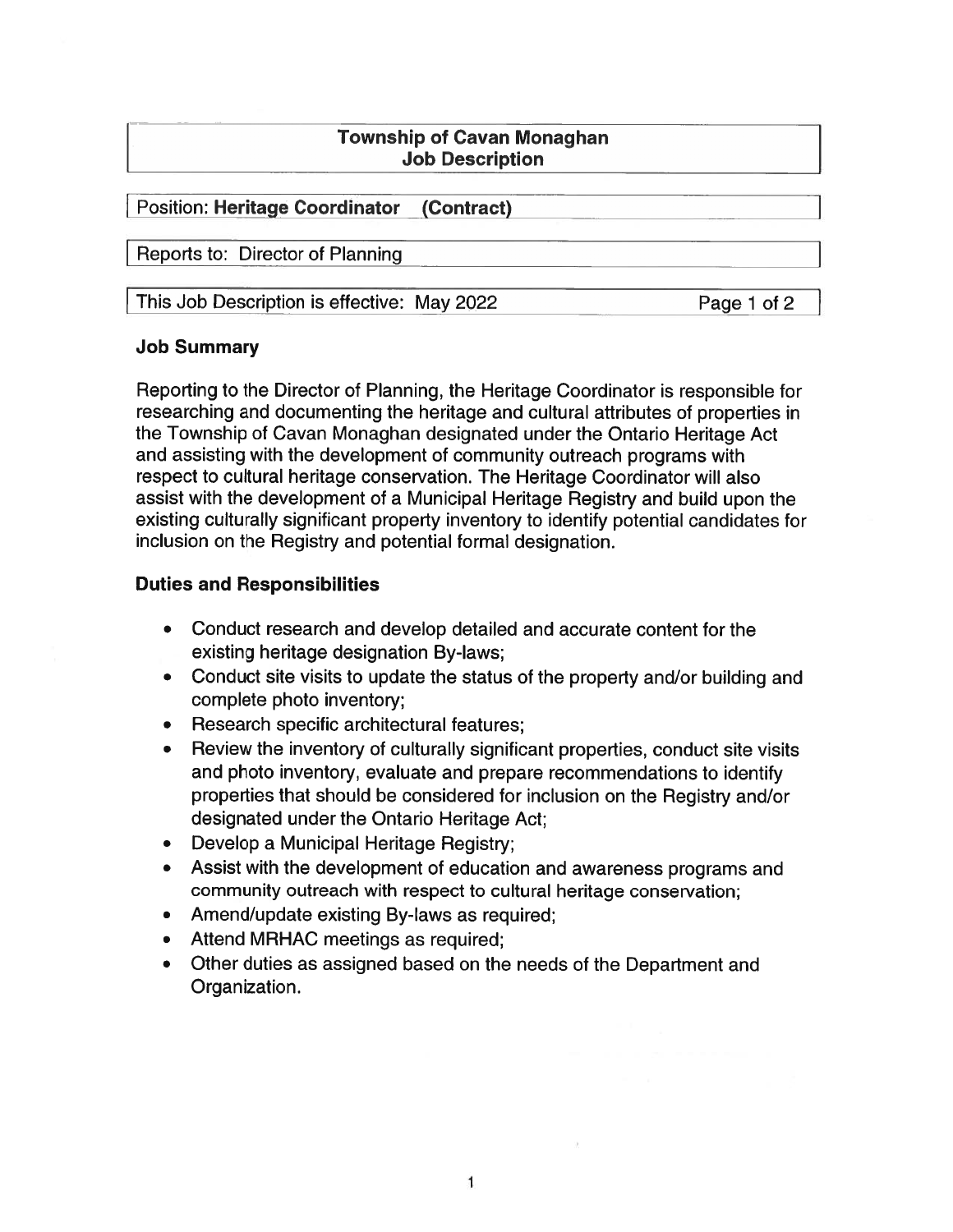# Township of Cavan Monaghan
## Job Description

Position: **Heritage Coordinator (Contract)**

Reports to: Director of Planning

This Job Description is effective: May 2022

### Job Summary

Reporting to the Director of Planning, the Heritage Coordinator is responsible for researching and documenting the heritage and cultural attributes of properties in the Township of Cavan Monaghan designated under the Ontario Heritage Act and assisting with the development of community outreach programs with respect to cultural heritage conservation. The Heritage Coordinator will also assist with the development of a Municipal Heritage Registry and build upon the existing culturally significant property inventory to identify potential candidates for inclusion on the Registry and potential formal designation.

### Duties and Responsibilities

- Conduct research and develop detailed and accurate content for the existing heritage designation By-laws;
- Conduct site visits to update the status of the property and/or building and complete photo inventory;
- Research specific architectural features;
- Review the inventory of culturally significant properties, conduct site visits and photo inventory, evaluate and prepare recommendations to identify properties that should be considered for inclusion on the Registry and/or designated under the Ontario Heritage Act;
- Develop a Municipal Heritage Registry;
- Assist with the development of education and awareness programs and community outreach with respect to cultural heritage conservation;
- Amend/update existing By-laws as required;
- Attend MRHAC meetings as required;
- Other duties as assigned based on the needs of the Department and Organization.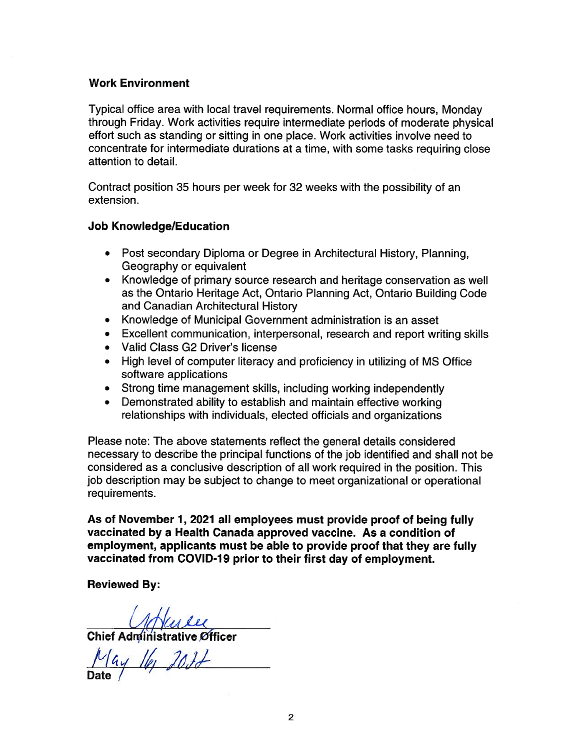**Work Environment**

Typical office area with local travel requirements. Normal office hours, Monday through Friday. Work activities require intermediate periods of moderate physical effort such as standing or sitting in one place. Work activities involve need to concentrate for intermediate durations at a time, with some tasks requiring close attention to detail.

Contract position 35 hours per week for 32 weeks with the possibility of an extension.

**Job Knowledge/Education**

- Post secondary Diploma or Degree in Architectural History, Planning, Geography or equivalent
- Knowledge of primary source research and heritage conservation as well as the Ontario Heritage Act, Ontario Planning Act, Ontario Building Code and Canadian Architectural History
- Knowledge of Municipal Government administration is an asset
- Excellent communication, interpersonal, research and report writing skills
- Valid Class G2 Driver's license
- High level of computer literacy and proficiency in utilizing of MS Office software applications
- Strong time management skills, including working independently
- Demonstrated ability to establish and maintain effective working relationships with individuals, elected officials and organizations

Please note: The above statements reflect the general details considered necessary to describe the principal functions of the job identified and shall not be considered as a conclusive description of all work required in the position. This job description may be subject to change to meet organizational or operational requirements.

**As of November 1, 2021 all employees must provide proof of being fully vaccinated by a Health Canada approved vaccine. As a condition of employment, applicants must be able to provide proof that they are fully vaccinated from COVID-19 prior to their first day of employment.**

**Reviewed By:**

**Chief Administrative Officer**

May 16, 2022

**Date**